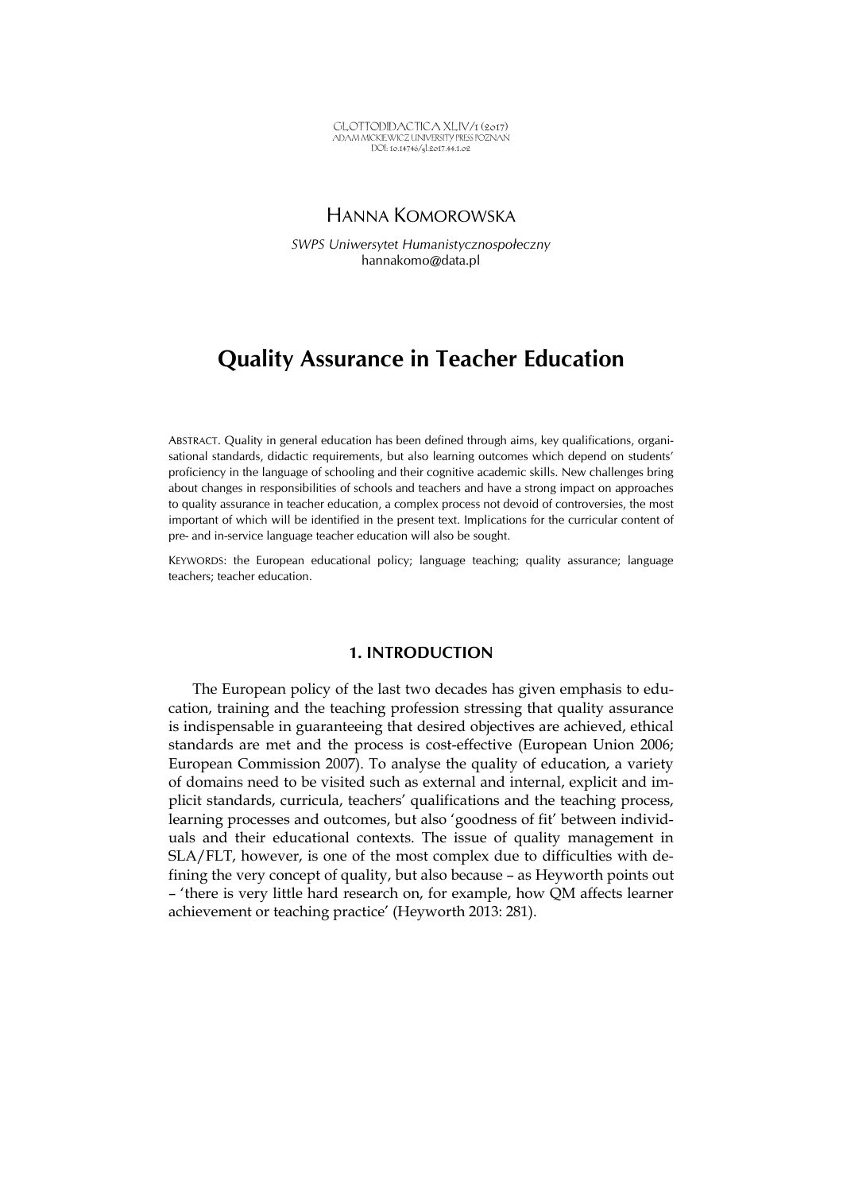# HANNA KOMOROWSKA

*SWPS Uniwersytet Humanistycznospołeczny*
hannakomo@data.pl

# Quality Assurance in Teacher Education

ABSTRACT. Quality in general education has been defined through aims, key qualifications, organisational standards, didactic requirements, but also learning outcomes which depend on students' proficiency in the language of schooling and their cognitive academic skills. New challenges bring about changes in responsibilities of schools and teachers and have a strong impact on approaches to quality assurance in teacher education, a complex process not devoid of controversies, the most important of which will be identified in the present text. Implications for the curricular content of pre- and in-service language teacher education will also be sought.

KEYWORDS: the European educational policy; language teaching; quality assurance; language teachers; teacher education.

## 1. INTRODUCTION

The European policy of the last two decades has given emphasis to education, training and the teaching profession stressing that quality assurance is indispensable in guaranteeing that desired objectives are achieved, ethical standards are met and the process is cost-effective (European Union 2006; European Commission 2007). To analyse the quality of education, a variety of domains need to be visited such as external and internal, explicit and implicit standards, curricula, teachers' qualifications and the teaching process, learning processes and outcomes, but also 'goodness of fit' between individuals and their educational contexts. The issue of quality management in SLA/FLT, however, is one of the most complex due to difficulties with defining the very concept of quality, but also because – as Heyworth points out – 'there is very little hard research on, for example, how QM affects learner achievement or teaching practice' (Heyworth 2013: 281).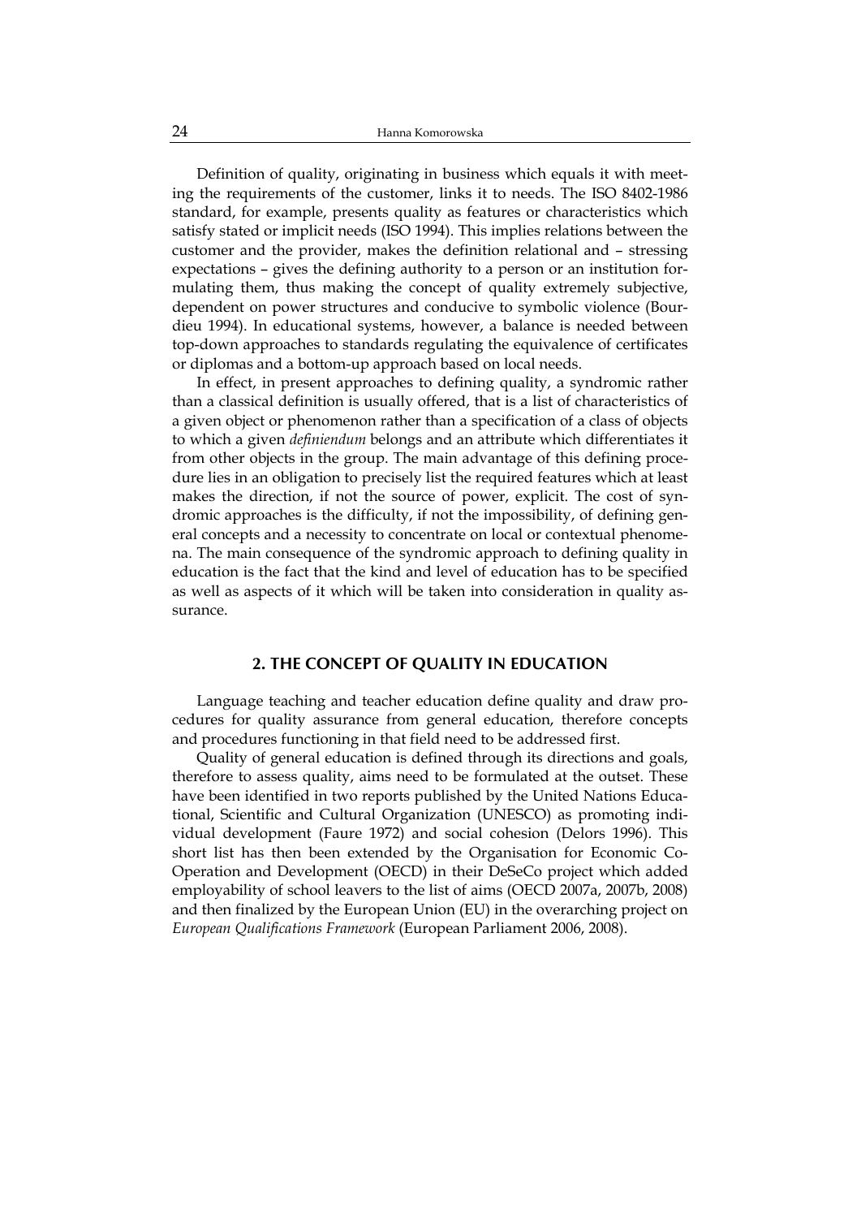Definition of quality, originating in business which equals it with meeting the requirements of the customer, links it to needs. The ISO 8402-1986 standard, for example, presents quality as features or characteristics which satisfy stated or implicit needs (ISO 1994). This implies relations between the customer and the provider, makes the definition relational and – stressing expectations – gives the defining authority to a person or an institution formulating them, thus making the concept of quality extremely subjective, dependent on power structures and conducive to symbolic violence (Bourdieu 1994). In educational systems, however, a balance is needed between top-down approaches to standards regulating the equivalence of certificates or diplomas and a bottom-up approach based on local needs.

In effect, in present approaches to defining quality, a syndromic rather than a classical definition is usually offered, that is a list of characteristics of a given object or phenomenon rather than a specification of a class of objects to which a given *definiendum* belongs and an attribute which differentiates it from other objects in the group. The main advantage of this defining procedure lies in an obligation to precisely list the required features which at least makes the direction, if not the source of power, explicit. The cost of syndromic approaches is the difficulty, if not the impossibility, of defining general concepts and a necessity to concentrate on local or contextual phenomena. The main consequence of the syndromic approach to defining quality in education is the fact that the kind and level of education has to be specified as well as aspects of it which will be taken into consideration in quality assurance.

## 2. THE CONCEPT OF QUALITY IN EDUCATION

Language teaching and teacher education define quality and draw procedures for quality assurance from general education, therefore concepts and procedures functioning in that field need to be addressed first.

Quality of general education is defined through its directions and goals, therefore to assess quality, aims need to be formulated at the outset. These have been identified in two reports published by the United Nations Educational, Scientific and Cultural Organization (UNESCO) as promoting individual development (Faure 1972) and social cohesion (Delors 1996). This short list has then been extended by the Organisation for Economic Co-Operation and Development (OECD) in their DeSeCo project which added employability of school leavers to the list of aims (OECD 2007a, 2007b, 2008) and then finalized by the European Union (EU) in the overarching project on *European Qualifications Framework* (European Parliament 2006, 2008).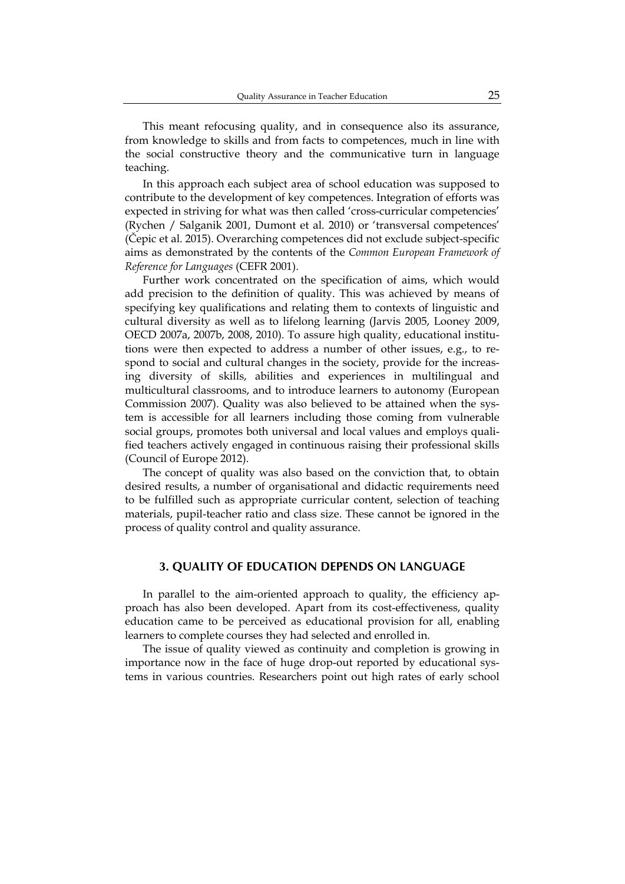This meant refocusing quality, and in consequence also its assurance, from knowledge to skills and from facts to competences, much in line with the social constructive theory and the communicative turn in language teaching.

In this approach each subject area of school education was supposed to contribute to the development of key competences. Integration of efforts was expected in striving for what was then called 'cross-curricular competencies' (Rychen / Salganik 2001, Dumont et al. 2010) or 'transversal competences' (Čepic et al. 2015). Overarching competences did not exclude subject-specific aims as demonstrated by the contents of the *Common European Framework of Reference for Languages* (CEFR 2001).

Further work concentrated on the specification of aims, which would add precision to the definition of quality. This was achieved by means of specifying key qualifications and relating them to contexts of linguistic and cultural diversity as well as to lifelong learning (Jarvis 2005, Looney 2009, OECD 2007a, 2007b, 2008, 2010). To assure high quality, educational institutions were then expected to address a number of other issues, e.g., to respond to social and cultural changes in the society, provide for the increasing diversity of skills, abilities and experiences in multilingual and multicultural classrooms, and to introduce learners to autonomy (European Commission 2007). Quality was also believed to be attained when the system is accessible for all learners including those coming from vulnerable social groups, promotes both universal and local values and employs qualified teachers actively engaged in continuous raising their professional skills (Council of Europe 2012).

The concept of quality was also based on the conviction that, to obtain desired results, a number of organisational and didactic requirements need to be fulfilled such as appropriate curricular content, selection of teaching materials, pupil-teacher ratio and class size. These cannot be ignored in the process of quality control and quality assurance.

## 3. QUALITY OF EDUCATION DEPENDS ON LANGUAGE

In parallel to the aim-oriented approach to quality, the efficiency approach has also been developed. Apart from its cost-effectiveness, quality education came to be perceived as educational provision for all, enabling learners to complete courses they had selected and enrolled in.

The issue of quality viewed as continuity and completion is growing in importance now in the face of huge drop-out reported by educational systems in various countries. Researchers point out high rates of early school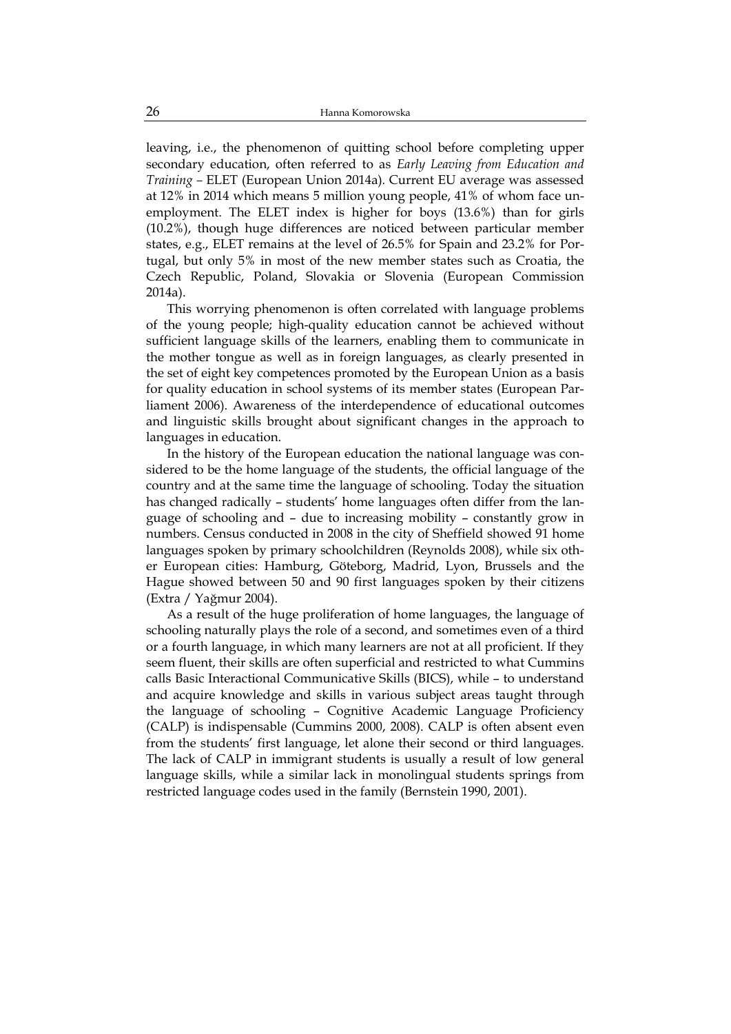leaving, i.e., the phenomenon of quitting school before completing upper secondary education, often referred to as *Early Leaving from Education and Training* – ELET (European Union 2014a). Current EU average was assessed at 12% in 2014 which means 5 million young people, 41% of whom face unemployment. The ELET index is higher for boys (13.6%) than for girls (10.2%), though huge differences are noticed between particular member states, e.g., ELET remains at the level of 26.5% for Spain and 23.2% for Portugal, but only 5% in most of the new member states such as Croatia, the Czech Republic, Poland, Slovakia or Slovenia (European Commission 2014a).

This worrying phenomenon is often correlated with language problems of the young people; high-quality education cannot be achieved without sufficient language skills of the learners, enabling them to communicate in the mother tongue as well as in foreign languages, as clearly presented in the set of eight key competences promoted by the European Union as a basis for quality education in school systems of its member states (European Parliament 2006). Awareness of the interdependence of educational outcomes and linguistic skills brought about significant changes in the approach to languages in education.

In the history of the European education the national language was considered to be the home language of the students, the official language of the country and at the same time the language of schooling. Today the situation has changed radically – students' home languages often differ from the language of schooling and – due to increasing mobility – constantly grow in numbers. Census conducted in 2008 in the city of Sheffield showed 91 home languages spoken by primary schoolchildren (Reynolds 2008), while six other European cities: Hamburg, Göteborg, Madrid, Lyon, Brussels and the Hague showed between 50 and 90 first languages spoken by their citizens (Extra / Yağmur 2004).

As a result of the huge proliferation of home languages, the language of schooling naturally plays the role of a second, and sometimes even of a third or a fourth language, in which many learners are not at all proficient. If they seem fluent, their skills are often superficial and restricted to what Cummins calls Basic Interactional Communicative Skills (BICS), while – to understand and acquire knowledge and skills in various subject areas taught through the language of schooling – Cognitive Academic Language Proficiency (CALP) is indispensable (Cummins 2000, 2008). CALP is often absent even from the students' first language, let alone their second or third languages. The lack of CALP in immigrant students is usually a result of low general language skills, while a similar lack in monolingual students springs from restricted language codes used in the family (Bernstein 1990, 2001).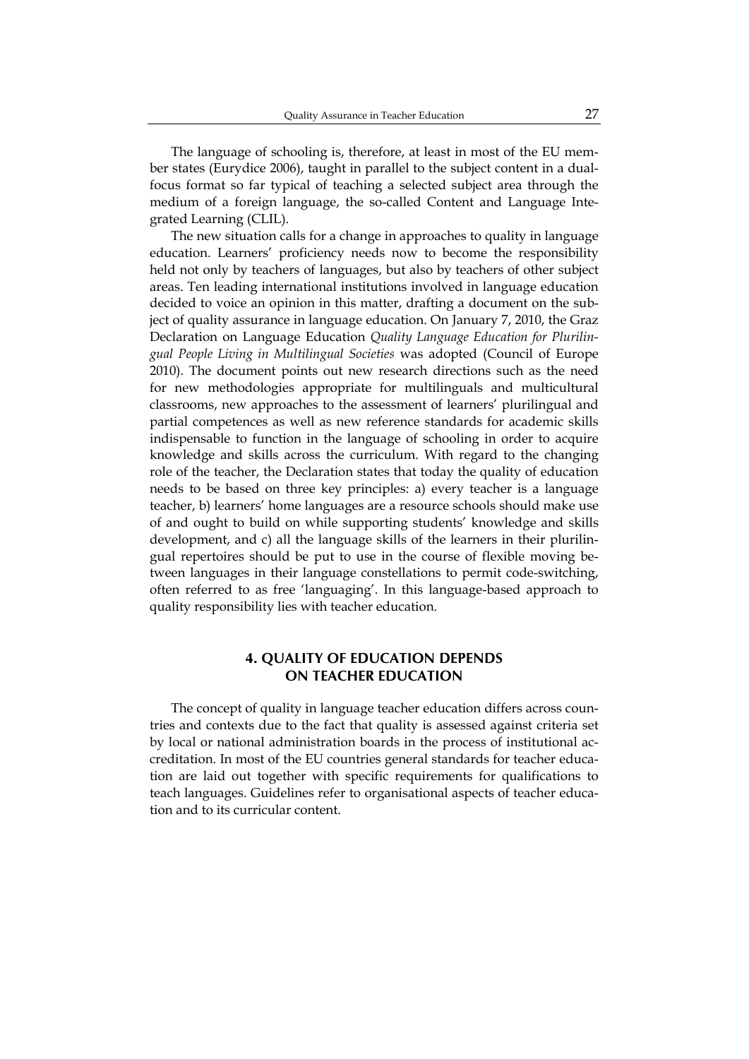The language of schooling is, therefore, at least in most of the EU member states (Eurydice 2006), taught in parallel to the subject content in a dual-focus format so far typical of teaching a selected subject area through the medium of a foreign language, the so-called Content and Language Integrated Learning (CLIL).

The new situation calls for a change in approaches to quality in language education. Learners' proficiency needs now to become the responsibility held not only by teachers of languages, but also by teachers of other subject areas. Ten leading international institutions involved in language education decided to voice an opinion in this matter, drafting a document on the subject of quality assurance in language education. On January 7, 2010, the Graz Declaration on Language Education *Quality Language Education for Plurilingual People Living in Multilingual Societies* was adopted (Council of Europe 2010). The document points out new research directions such as the need for new methodologies appropriate for multilinguals and multicultural classrooms, new approaches to the assessment of learners' plurilingual and partial competences as well as new reference standards for academic skills indispensable to function in the language of schooling in order to acquire knowledge and skills across the curriculum. With regard to the changing role of the teacher, the Declaration states that today the quality of education needs to be based on three key principles: a) every teacher is a language teacher, b) learners' home languages are a resource schools should make use of and ought to build on while supporting students' knowledge and skills development, and c) all the language skills of the learners in their plurilingual repertoires should be put to use in the course of flexible moving between languages in their language constellations to permit code-switching, often referred to as free 'languaging'. In this language-based approach to quality responsibility lies with teacher education.

## 4. QUALITY OF EDUCATION DEPENDS ON TEACHER EDUCATION

The concept of quality in language teacher education differs across countries and contexts due to the fact that quality is assessed against criteria set by local or national administration boards in the process of institutional accreditation. In most of the EU countries general standards for teacher education are laid out together with specific requirements for qualifications to teach languages. Guidelines refer to organisational aspects of teacher education and to its curricular content.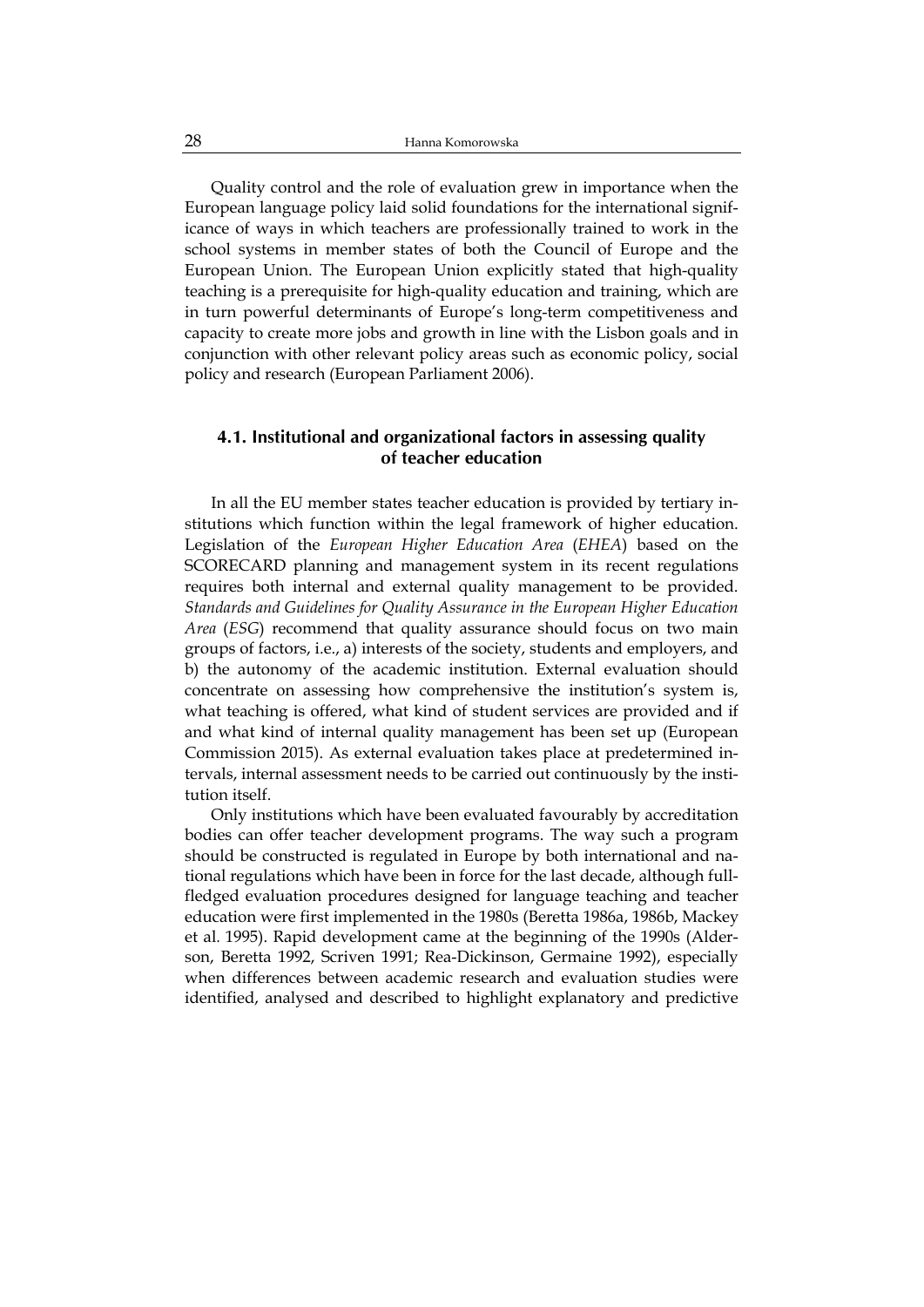Quality control and the role of evaluation grew in importance when the European language policy laid solid foundations for the international significance of ways in which teachers are professionally trained to work in the school systems in member states of both the Council of Europe and the European Union. The European Union explicitly stated that high-quality teaching is a prerequisite for high-quality education and training, which are in turn powerful determinants of Europe's long-term competitiveness and capacity to create more jobs and growth in line with the Lisbon goals and in conjunction with other relevant policy areas such as economic policy, social policy and research (European Parliament 2006).

### 4.1. Institutional and organizational factors in assessing quality of teacher education

In all the EU member states teacher education is provided by tertiary institutions which function within the legal framework of higher education. Legislation of the *European Higher Education Area* (*EHEA*) based on the SCORECARD planning and management system in its recent regulations requires both internal and external quality management to be provided. *Standards and Guidelines for Quality Assurance in the European Higher Education Area* (*ESG*) recommend that quality assurance should focus on two main groups of factors, i.e., a) interests of the society, students and employers, and b) the autonomy of the academic institution. External evaluation should concentrate on assessing how comprehensive the institution's system is, what teaching is offered, what kind of student services are provided and if and what kind of internal quality management has been set up (European Commission 2015). As external evaluation takes place at predetermined intervals, internal assessment needs to be carried out continuously by the institution itself.

Only institutions which have been evaluated favourably by accreditation bodies can offer teacher development programs. The way such a program should be constructed is regulated in Europe by both international and national regulations which have been in force for the last decade, although full-fledged evaluation procedures designed for language teaching and teacher education were first implemented in the 1980s (Beretta 1986a, 1986b, Mackey et al. 1995). Rapid development came at the beginning of the 1990s (Alderson, Beretta 1992, Scriven 1991; Rea-Dickinson, Germaine 1992), especially when differences between academic research and evaluation studies were identified, analysed and described to highlight explanatory and predictive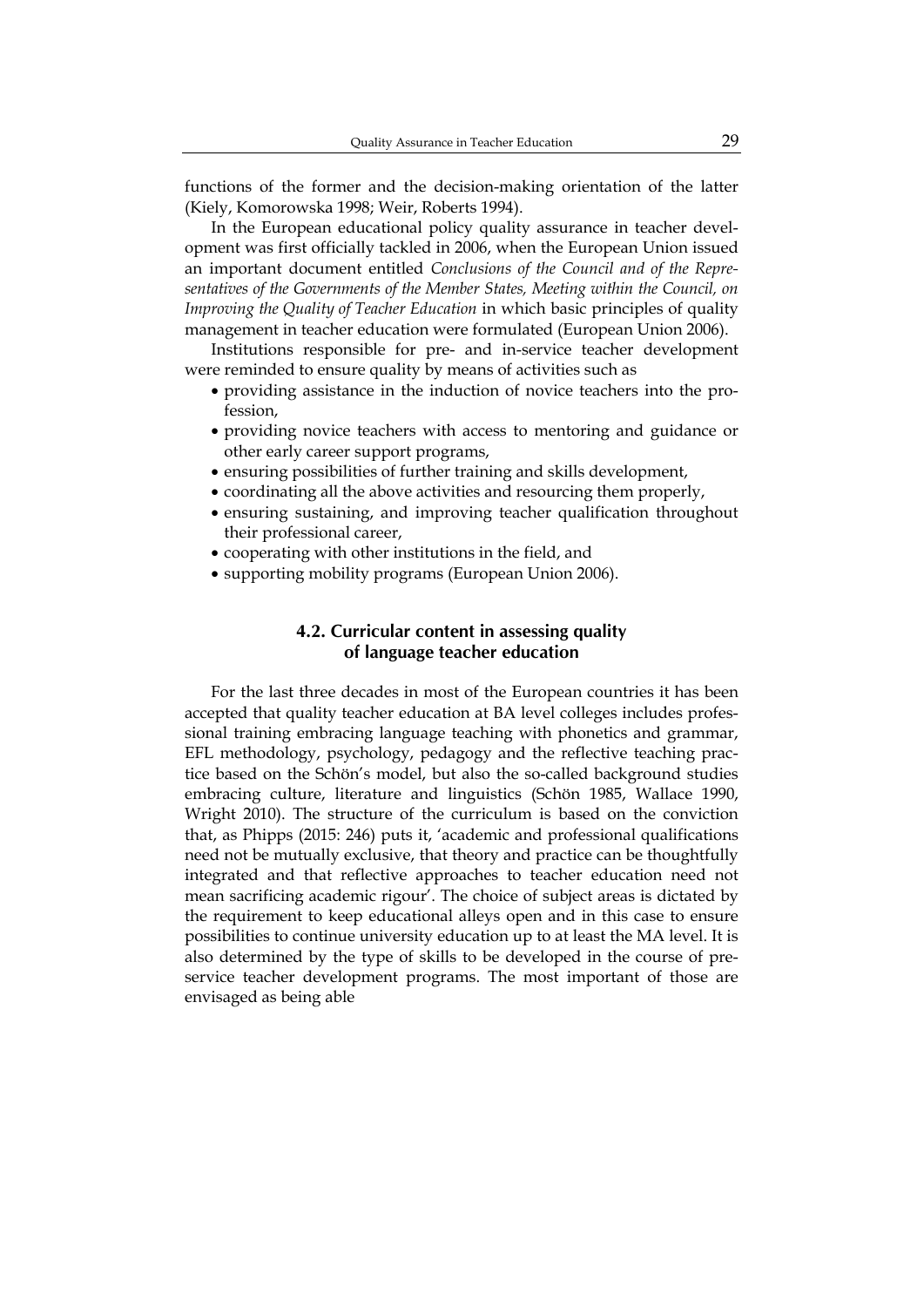functions of the former and the decision-making orientation of the latter (Kiely, Komorowska 1998; Weir, Roberts 1994).

In the European educational policy quality assurance in teacher development was first officially tackled in 2006, when the European Union issued an important document entitled *Conclusions of the Council and of the Representatives of the Governments of the Member States, Meeting within the Council, on Improving the Quality of Teacher Education* in which basic principles of quality management in teacher education were formulated (European Union 2006).

Institutions responsible for pre- and in-service teacher development were reminded to ensure quality by means of activities such as

- providing assistance in the induction of novice teachers into the profession,
- providing novice teachers with access to mentoring and guidance or other early career support programs,
- ensuring possibilities of further training and skills development,
- coordinating all the above activities and resourcing them properly,
- ensuring sustaining, and improving teacher qualification throughout their professional career,
- cooperating with other institutions in the field, and
- supporting mobility programs (European Union 2006).

### 4.2. Curricular content in assessing quality of language teacher education

For the last three decades in most of the European countries it has been accepted that quality teacher education at BA level colleges includes professional training embracing language teaching with phonetics and grammar, EFL methodology, psychology, pedagogy and the reflective teaching practice based on the Schön's model, but also the so-called background studies embracing culture, literature and linguistics (Schön 1985, Wallace 1990, Wright 2010). The structure of the curriculum is based on the conviction that, as Phipps (2015: 246) puts it, 'academic and professional qualifications need not be mutually exclusive, that theory and practice can be thoughtfully integrated and that reflective approaches to teacher education need not mean sacrificing academic rigour'. The choice of subject areas is dictated by the requirement to keep educational alleys open and in this case to ensure possibilities to continue university education up to at least the MA level. It is also determined by the type of skills to be developed in the course of pre-service teacher development programs. The most important of those are envisaged as being able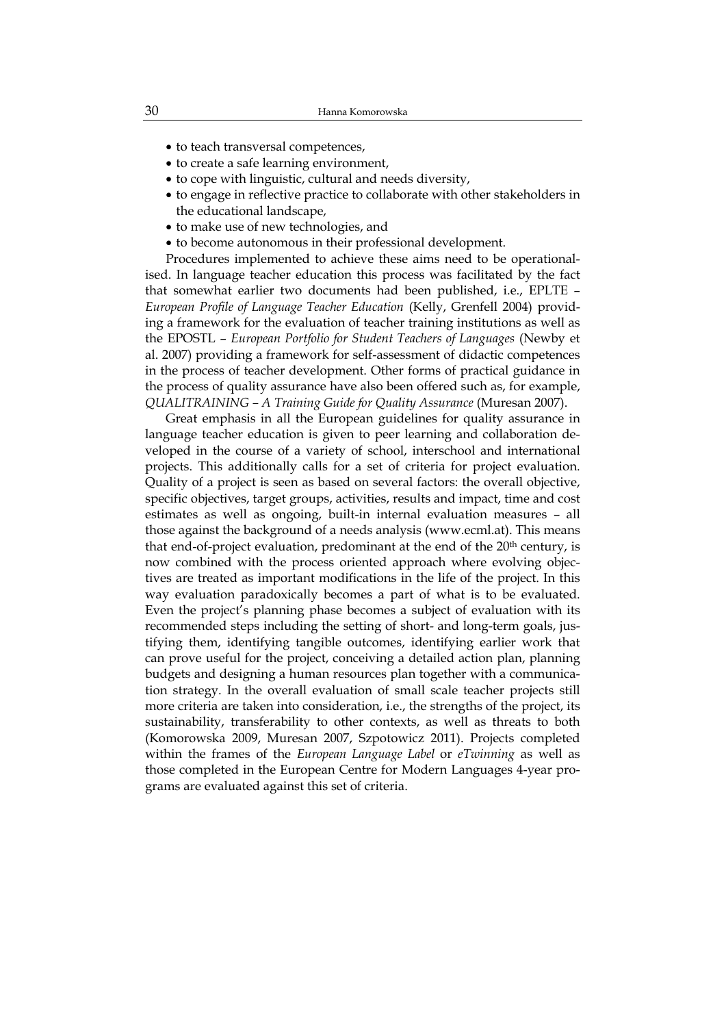- to teach transversal competences,
- to create a safe learning environment,
- to cope with linguistic, cultural and needs diversity,
- to engage in reflective practice to collaborate with other stakeholders in the educational landscape,
- to make use of new technologies, and
- to become autonomous in their professional development.

Procedures implemented to achieve these aims need to be operationalised. In language teacher education this process was facilitated by the fact that somewhat earlier two documents had been published, i.e., EPLTE – *European Profile of Language Teacher Education* (Kelly, Grenfell 2004) providing a framework for the evaluation of teacher training institutions as well as the EPOSTL – *European Portfolio for Student Teachers of Languages* (Newby et al. 2007) providing a framework for self-assessment of didactic competences in the process of teacher development. Other forms of practical guidance in the process of quality assurance have also been offered such as, for example, *QUALITRAINING – A Training Guide for Quality Assurance* (Muresan 2007).

Great emphasis in all the European guidelines for quality assurance in language teacher education is given to peer learning and collaboration developed in the course of a variety of school, interschool and international projects. This additionally calls for a set of criteria for project evaluation. Quality of a project is seen as based on several factors: the overall objective, specific objectives, target groups, activities, results and impact, time and cost estimates as well as ongoing, built-in internal evaluation measures – all those against the background of a needs analysis (www.ecml.at). This means that end-of-project evaluation, predominant at the end of the 20th century, is now combined with the process oriented approach where evolving objectives are treated as important modifications in the life of the project. In this way evaluation paradoxically becomes a part of what is to be evaluated. Even the project's planning phase becomes a subject of evaluation with its recommended steps including the setting of short- and long-term goals, justifying them, identifying tangible outcomes, identifying earlier work that can prove useful for the project, conceiving a detailed action plan, planning budgets and designing a human resources plan together with a communication strategy. In the overall evaluation of small scale teacher projects still more criteria are taken into consideration, i.e., the strengths of the project, its sustainability, transferability to other contexts, as well as threats to both (Komorowska 2009, Muresan 2007, Szpotowicz 2011). Projects completed within the frames of the *European Language Label* or *eTwinning* as well as those completed in the European Centre for Modern Languages 4-year programs are evaluated against this set of criteria.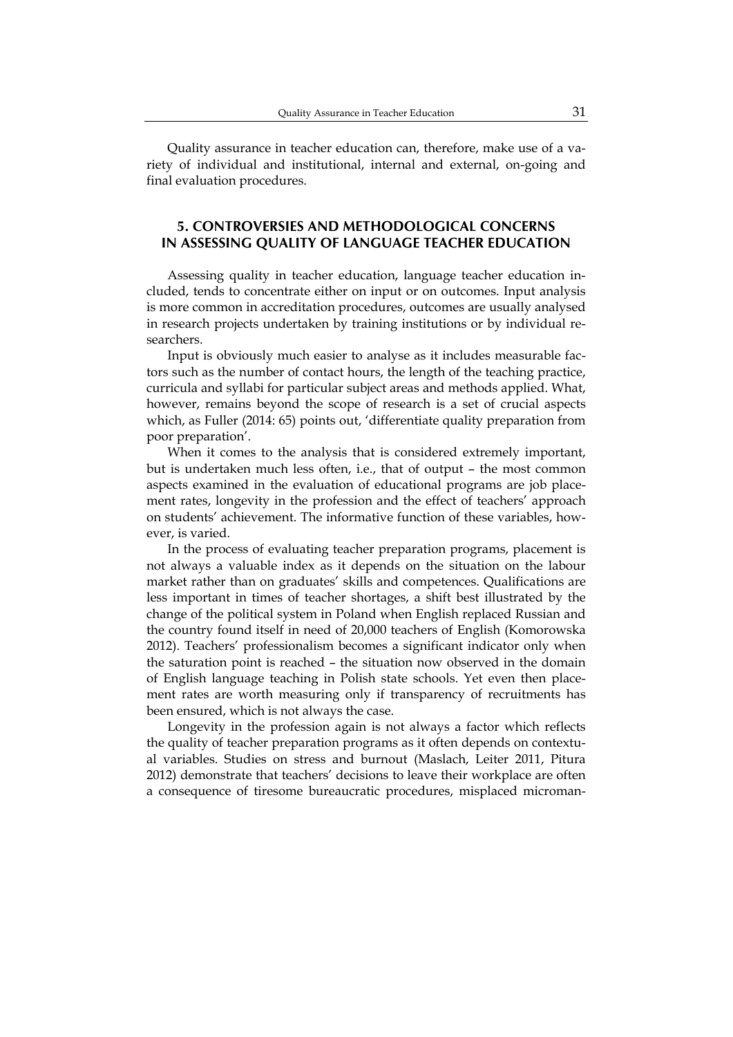Quality assurance in teacher education can, therefore, make use of a variety of individual and institutional, internal and external, on-going and final evaluation procedures.

## 5. CONTROVERSIES AND METHODOLOGICAL CONCERNS IN ASSESSING QUALITY OF LANGUAGE TEACHER EDUCATION

Assessing quality in teacher education, language teacher education included, tends to concentrate either on input or on outcomes. Input analysis is more common in accreditation procedures, outcomes are usually analysed in research projects undertaken by training institutions or by individual researchers.

Input is obviously much easier to analyse as it includes measurable factors such as the number of contact hours, the length of the teaching practice, curricula and syllabi for particular subject areas and methods applied. What, however, remains beyond the scope of research is a set of crucial aspects which, as Fuller (2014: 65) points out, 'differentiate quality preparation from poor preparation'.

When it comes to the analysis that is considered extremely important, but is undertaken much less often, i.e., that of output – the most common aspects examined in the evaluation of educational programs are job placement rates, longevity in the profession and the effect of teachers' approach on students' achievement. The informative function of these variables, however, is varied.

In the process of evaluating teacher preparation programs, placement is not always a valuable index as it depends on the situation on the labour market rather than on graduates' skills and competences. Qualifications are less important in times of teacher shortages, a shift best illustrated by the change of the political system in Poland when English replaced Russian and the country found itself in need of 20,000 teachers of English (Komorowska 2012). Teachers' professionalism becomes a significant indicator only when the saturation point is reached – the situation now observed in the domain of English language teaching in Polish state schools. Yet even then placement rates are worth measuring only if transparency of recruitments has been ensured, which is not always the case.

Longevity in the profession again is not always a factor which reflects the quality of teacher preparation programs as it often depends on contextual variables. Studies on stress and burnout (Maslach, Leiter 2011, Pitura 2012) demonstrate that teachers' decisions to leave their workplace are often a consequence of tiresome bureaucratic procedures, misplaced microman-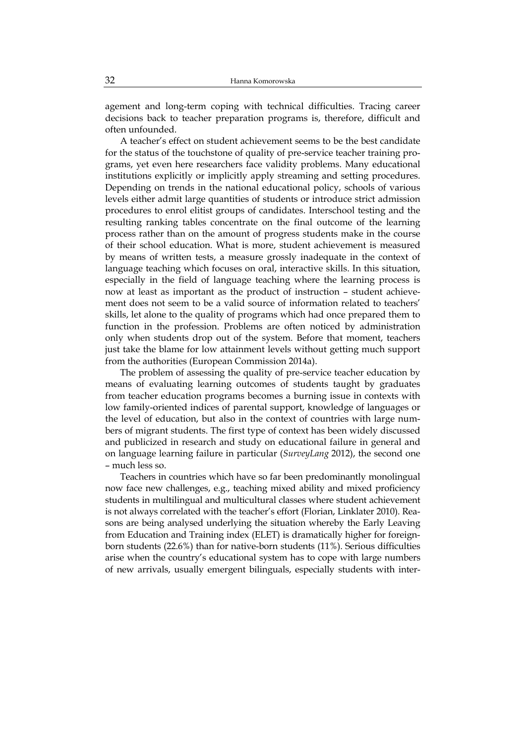agement and long-term coping with technical difficulties. Tracing career decisions back to teacher preparation programs is, therefore, difficult and often unfounded.

A teacher's effect on student achievement seems to be the best candidate for the status of the touchstone of quality of pre-service teacher training programs, yet even here researchers face validity problems. Many educational institutions explicitly or implicitly apply streaming and setting procedures. Depending on trends in the national educational policy, schools of various levels either admit large quantities of students or introduce strict admission procedures to enrol elitist groups of candidates. Interschool testing and the resulting ranking tables concentrate on the final outcome of the learning process rather than on the amount of progress students make in the course of their school education. What is more, student achievement is measured by means of written tests, a measure grossly inadequate in the context of language teaching which focuses on oral, interactive skills. In this situation, especially in the field of language teaching where the learning process is now at least as important as the product of instruction – student achievement does not seem to be a valid source of information related to teachers' skills, let alone to the quality of programs which had once prepared them to function in the profession. Problems are often noticed by administration only when students drop out of the system. Before that moment, teachers just take the blame for low attainment levels without getting much support from the authorities (European Commission 2014a).

The problem of assessing the quality of pre-service teacher education by means of evaluating learning outcomes of students taught by graduates from teacher education programs becomes a burning issue in contexts with low family-oriented indices of parental support, knowledge of languages or the level of education, but also in the context of countries with large numbers of migrant students. The first type of context has been widely discussed and publicized in research and study on educational failure in general and on language learning failure in particular (*SurveyLang* 2012), the second one – much less so.

Teachers in countries which have so far been predominantly monolingual now face new challenges, e.g., teaching mixed ability and mixed proficiency students in multilingual and multicultural classes where student achievement is not always correlated with the teacher's effort (Florian, Linklater 2010). Reasons are being analysed underlying the situation whereby the Early Leaving from Education and Training index (ELET) is dramatically higher for foreign-born students (22.6%) than for native-born students (11%). Serious difficulties arise when the country's educational system has to cope with large numbers of new arrivals, usually emergent bilinguals, especially students with inter-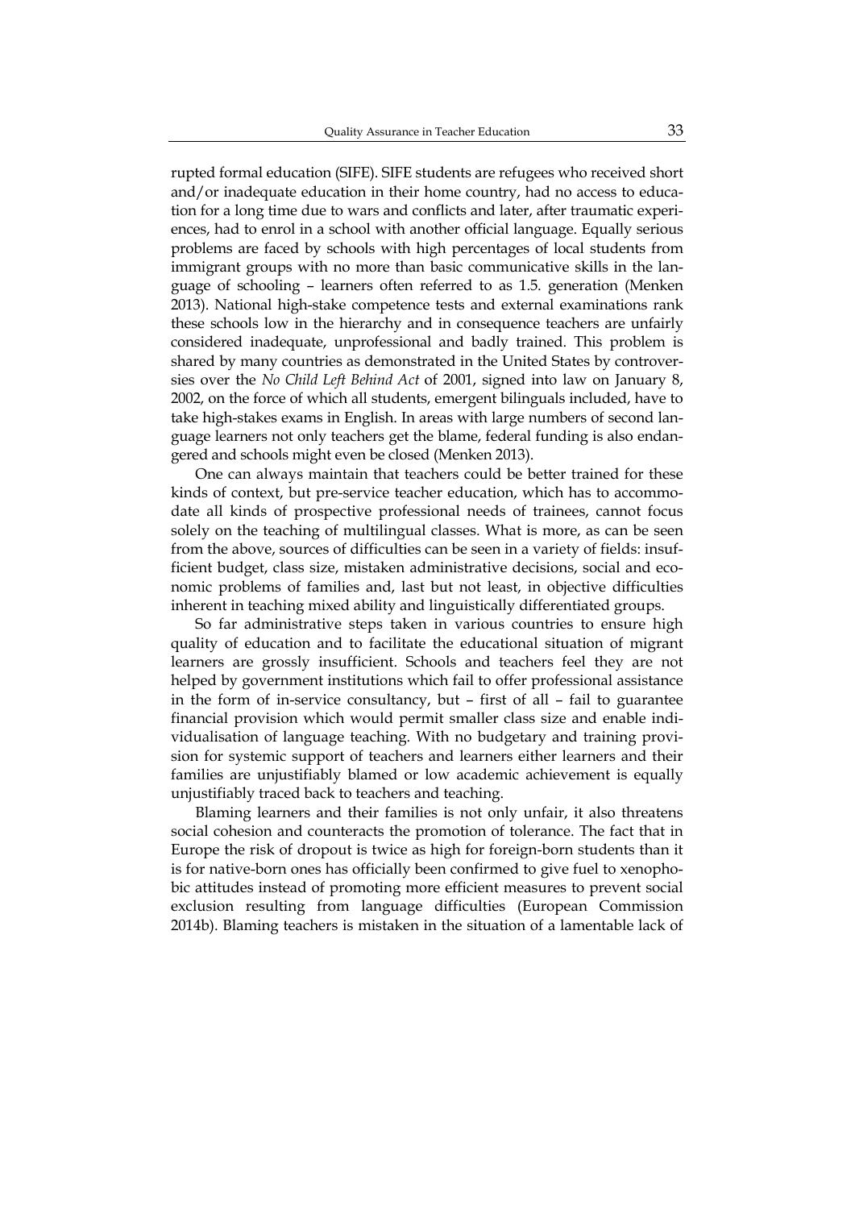rupted formal education (SIFE). SIFE students are refugees who received short and/or inadequate education in their home country, had no access to education for a long time due to wars and conflicts and later, after traumatic experiences, had to enrol in a school with another official language. Equally serious problems are faced by schools with high percentages of local students from immigrant groups with no more than basic communicative skills in the language of schooling – learners often referred to as 1.5. generation (Menken 2013). National high-stake competence tests and external examinations rank these schools low in the hierarchy and in consequence teachers are unfairly considered inadequate, unprofessional and badly trained. This problem is shared by many countries as demonstrated in the United States by controversies over the *No Child Left Behind Act* of 2001, signed into law on January 8, 2002, on the force of which all students, emergent bilinguals included, have to take high-stakes exams in English. In areas with large numbers of second language learners not only teachers get the blame, federal funding is also endangered and schools might even be closed (Menken 2013).

One can always maintain that teachers could be better trained for these kinds of context, but pre-service teacher education, which has to accommodate all kinds of prospective professional needs of trainees, cannot focus solely on the teaching of multilingual classes. What is more, as can be seen from the above, sources of difficulties can be seen in a variety of fields: insufficient budget, class size, mistaken administrative decisions, social and economic problems of families and, last but not least, in objective difficulties inherent in teaching mixed ability and linguistically differentiated groups.

So far administrative steps taken in various countries to ensure high quality of education and to facilitate the educational situation of migrant learners are grossly insufficient. Schools and teachers feel they are not helped by government institutions which fail to offer professional assistance in the form of in-service consultancy, but – first of all – fail to guarantee financial provision which would permit smaller class size and enable individualisation of language teaching. With no budgetary and training provision for systemic support of teachers and learners either learners and their families are unjustifiably blamed or low academic achievement is equally unjustifiably traced back to teachers and teaching.

Blaming learners and their families is not only unfair, it also threatens social cohesion and counteracts the promotion of tolerance. The fact that in Europe the risk of dropout is twice as high for foreign-born students than it is for native-born ones has officially been confirmed to give fuel to xenophobic attitudes instead of promoting more efficient measures to prevent social exclusion resulting from language difficulties (European Commission 2014b). Blaming teachers is mistaken in the situation of a lamentable lack of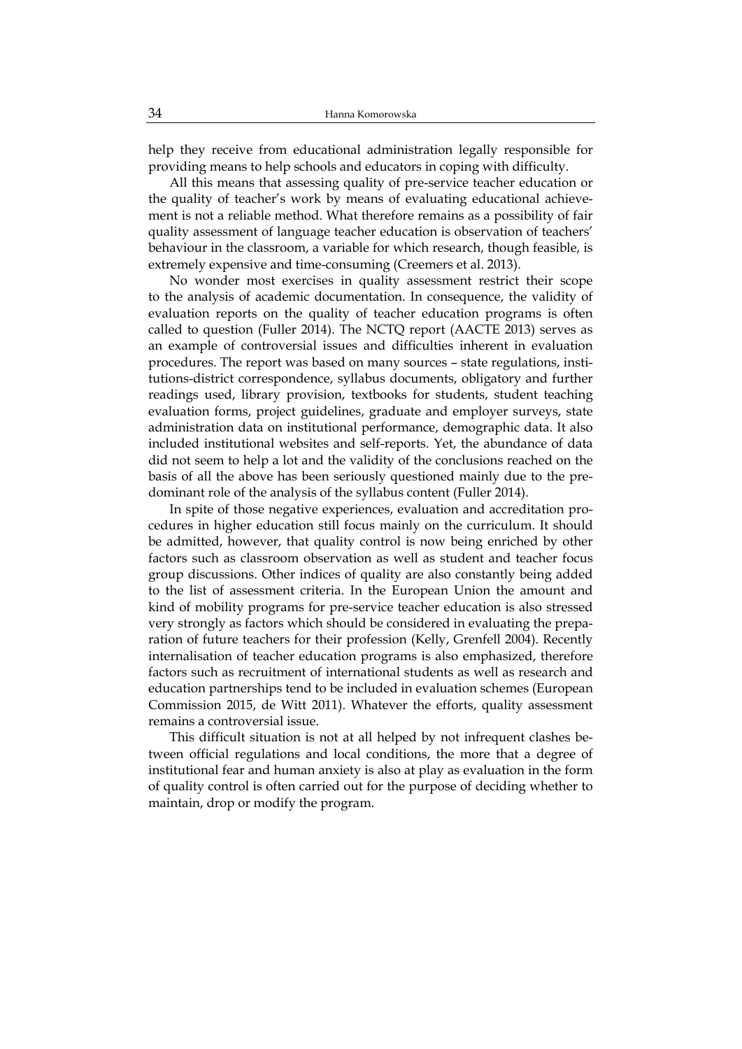help they receive from educational administration legally responsible for providing means to help schools and educators in coping with difficulty.

All this means that assessing quality of pre-service teacher education or the quality of teacher's work by means of evaluating educational achievement is not a reliable method. What therefore remains as a possibility of fair quality assessment of language teacher education is observation of teachers' behaviour in the classroom, a variable for which research, though feasible, is extremely expensive and time-consuming (Creemers et al. 2013).

No wonder most exercises in quality assessment restrict their scope to the analysis of academic documentation. In consequence, the validity of evaluation reports on the quality of teacher education programs is often called to question (Fuller 2014). The NCTQ report (AACTE 2013) serves as an example of controversial issues and difficulties inherent in evaluation procedures. The report was based on many sources – state regulations, institutions-district correspondence, syllabus documents, obligatory and further readings used, library provision, textbooks for students, student teaching evaluation forms, project guidelines, graduate and employer surveys, state administration data on institutional performance, demographic data. It also included institutional websites and self-reports. Yet, the abundance of data did not seem to help a lot and the validity of the conclusions reached on the basis of all the above has been seriously questioned mainly due to the predominant role of the analysis of the syllabus content (Fuller 2014).

In spite of those negative experiences, evaluation and accreditation procedures in higher education still focus mainly on the curriculum. It should be admitted, however, that quality control is now being enriched by other factors such as classroom observation as well as student and teacher focus group discussions. Other indices of quality are also constantly being added to the list of assessment criteria. In the European Union the amount and kind of mobility programs for pre-service teacher education is also stressed very strongly as factors which should be considered in evaluating the preparation of future teachers for their profession (Kelly, Grenfell 2004). Recently internalisation of teacher education programs is also emphasized, therefore factors such as recruitment of international students as well as research and education partnerships tend to be included in evaluation schemes (European Commission 2015, de Witt 2011). Whatever the efforts, quality assessment remains a controversial issue.

This difficult situation is not at all helped by not infrequent clashes between official regulations and local conditions, the more that a degree of institutional fear and human anxiety is also at play as evaluation in the form of quality control is often carried out for the purpose of deciding whether to maintain, drop or modify the program.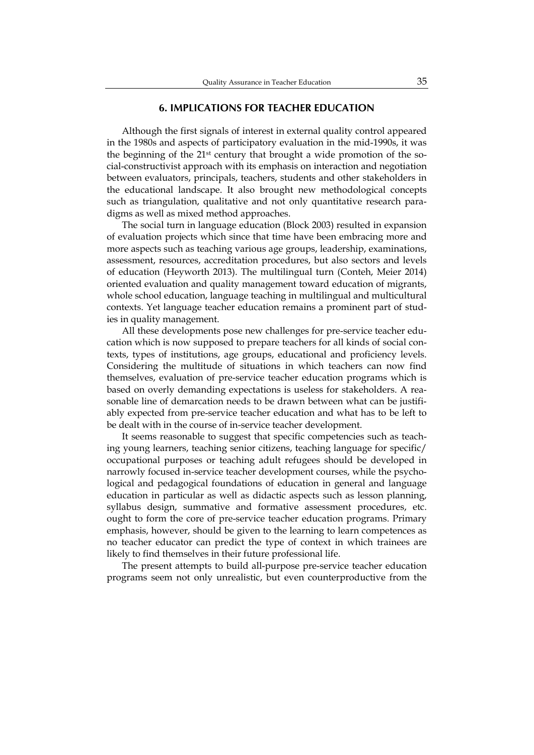## 6. IMPLICATIONS FOR TEACHER EDUCATION

Although the first signals of interest in external quality control appeared in the 1980s and aspects of participatory evaluation in the mid-1990s, it was the beginning of the 21st century that brought a wide promotion of the social-constructivist approach with its emphasis on interaction and negotiation between evaluators, principals, teachers, students and other stakeholders in the educational landscape. It also brought new methodological concepts such as triangulation, qualitative and not only quantitative research paradigms as well as mixed method approaches.

The social turn in language education (Block 2003) resulted in expansion of evaluation projects which since that time have been embracing more and more aspects such as teaching various age groups, leadership, examinations, assessment, resources, accreditation procedures, but also sectors and levels of education (Heyworth 2013). The multilingual turn (Conteh, Meier 2014) oriented evaluation and quality management toward education of migrants, whole school education, language teaching in multilingual and multicultural contexts. Yet language teacher education remains a prominent part of studies in quality management.

All these developments pose new challenges for pre-service teacher education which is now supposed to prepare teachers for all kinds of social contexts, types of institutions, age groups, educational and proficiency levels. Considering the multitude of situations in which teachers can now find themselves, evaluation of pre-service teacher education programs which is based on overly demanding expectations is useless for stakeholders. A reasonable line of demarcation needs to be drawn between what can be justifiably expected from pre-service teacher education and what has to be left to be dealt with in the course of in-service teacher development.

It seems reasonable to suggest that specific competencies such as teaching young learners, teaching senior citizens, teaching language for specific/occupational purposes or teaching adult refugees should be developed in narrowly focused in-service teacher development courses, while the psychological and pedagogical foundations of education in general and language education in particular as well as didactic aspects such as lesson planning, syllabus design, summative and formative assessment procedures, etc. ought to form the core of pre-service teacher education programs. Primary emphasis, however, should be given to the learning to learn competences as no teacher educator can predict the type of context in which trainees are likely to find themselves in their future professional life.

The present attempts to build all-purpose pre-service teacher education programs seem not only unrealistic, but even counterproductive from the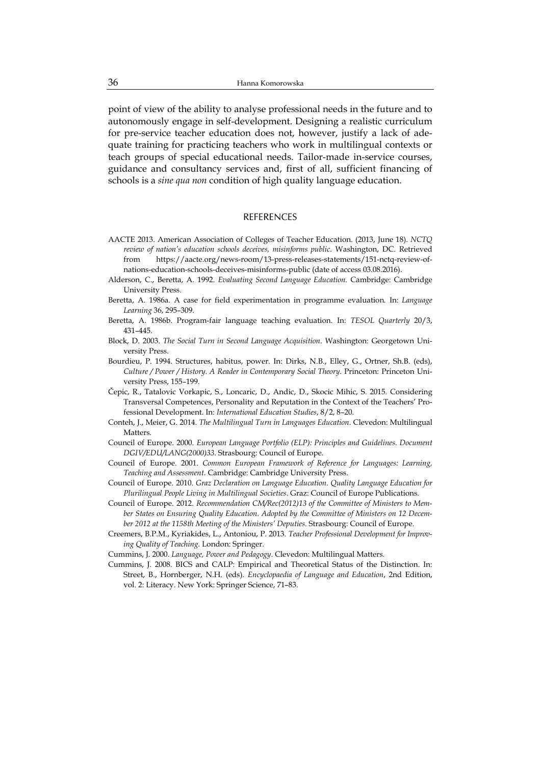point of view of the ability to analyse professional needs in the future and to autonomously engage in self-development. Designing a realistic curriculum for pre-service teacher education does not, however, justify a lack of adequate training for practicing teachers who work in multilingual contexts or teach groups of special educational needs. Tailor-made in-service courses, guidance and consultancy services and, first of all, sufficient financing of schools is a *sine qua non* condition of high quality language education.

## REFERENCES

AACTE 2013. American Association of Colleges of Teacher Education. (2013, June 18). *NCTQ review of nation's education schools deceives, misinforms public*. Washington, DC. Retrieved from https://aacte.org/news-room/13-press-releases-statements/151-nctq-review-of-nations-education-schools-deceives-misinforms-public (date of access 03.08.2016).

Alderson, C., Beretta, A. 1992. *Evaluating Second Language Education*. Cambridge: Cambridge University Press.

Beretta, A. 1986a. A case for field experimentation in programme evaluation. In: *Language Learning* 36, 295–309.

Beretta, A. 1986b. Program-fair language teaching evaluation. In: *TESOL Quarterly* 20/3, 431–445.

Block, D. 2003. *The Social Turn in Second Language Acquisition*. Washington: Georgetown University Press.

Bourdieu, P. 1994. Structures, habitus, power. In: Dirks, N.B., Elley, G., Ortner, Sh.B. (eds), *Culture / Power / History. A Reader in Contemporary Social Theory*. Princeton: Princeton University Press, 155–199.

Čepic, R., Tatalovic Vorkapic, S., Loncaric, D., Andic, D., Skocic Mihic, S. 2015. Considering Transversal Competences, Personality and Reputation in the Context of the Teachers' Professional Development. In: *International Education Studies*, 8/2, 8–20.

Conteh, J., Meier, G. 2014. *The Multilingual Turn in Languages Education*. Clevedon: Multilingual Matters.

Council of Europe. 2000. *European Language Portfolio (ELP): Principles and Guidelines. Document DGIV/EDU/LANG(2000)33*. Strasbourg: Council of Europe.

Council of Europe. 2001. *Common European Framework of Reference for Languages: Learning, Teaching and Assessment*. Cambridge: Cambridge University Press.

Council of Europe. 2010. *Graz Declaration on Language Education. Quality Language Education for Plurilingual People Living in Multilingual Societies*. Graz: Council of Europe Publications.

Council of Europe. 2012. *Recommendation CM/Rec(2012)13 of the Committee of Ministers to Member States on Ensuring Quality Education. Adopted by the Committee of Ministers on 12 December 2012 at the 1158th Meeting of the Ministers' Deputies*. Strasbourg: Council of Europe.

Creemers, B.P.M., Kyriakides, L., Antoniou, P. 2013. *Teacher Professional Development for Improving Quality of Teaching*. London: Springer.

Cummins, J. 2000. *Language, Power and Pedagogy*. Clevedon: Multilingual Matters.

Cummins, J. 2008. BICS and CALP: Empirical and Theoretical Status of the Distinction. In: Street, B., Hornberger, N.H. (eds). *Encyclopaedia of Language and Education*, 2nd Edition, vol. 2: Literacy. New York: Springer Science, 71–83.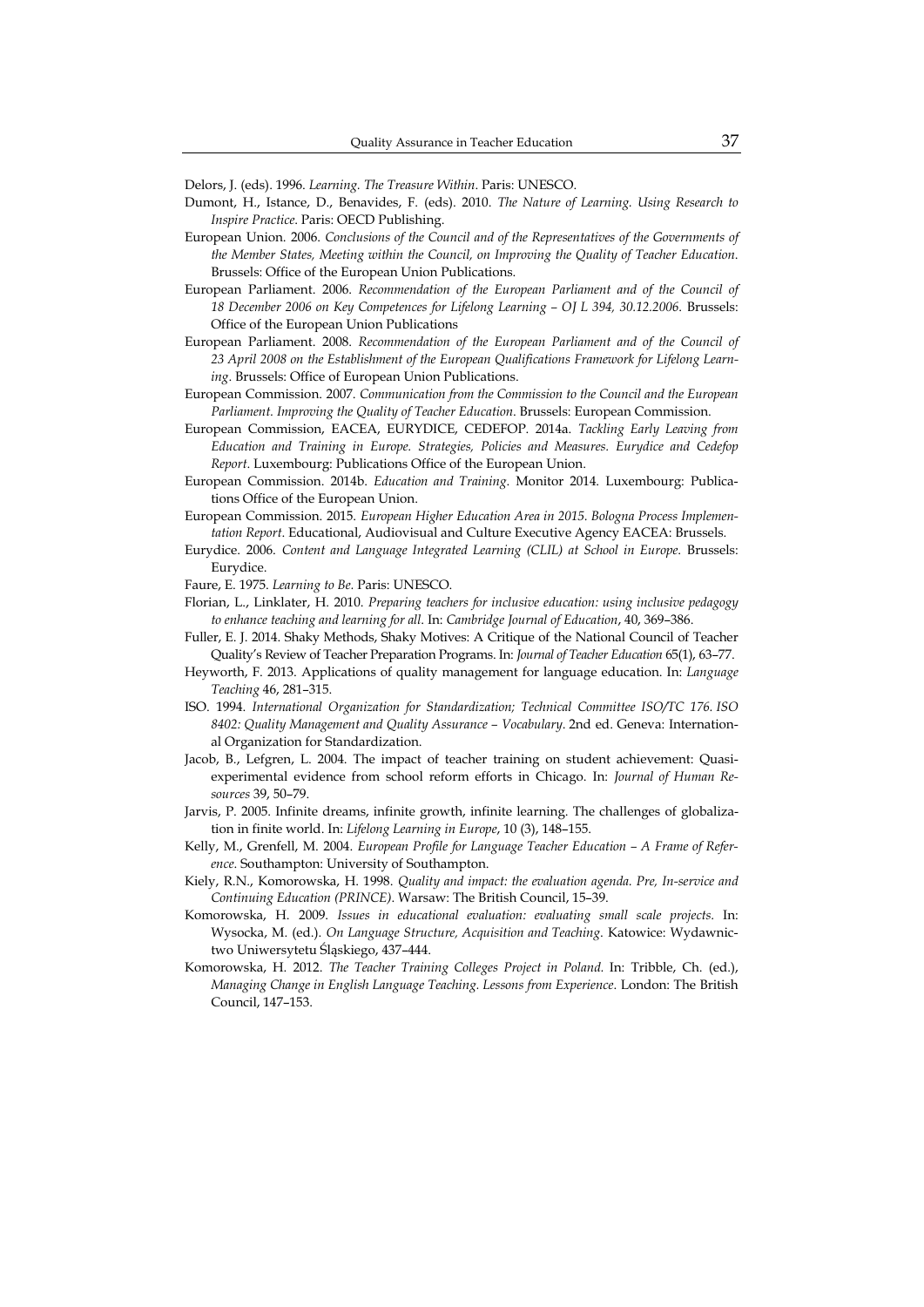Delors, J. (eds). 1996. *Learning. The Treasure Within*. Paris: UNESCO.

Dumont, H., Istance, D., Benavides, F. (eds). 2010. *The Nature of Learning. Using Research to Inspire Practice*. Paris: OECD Publishing.

European Union. 2006. *Conclusions of the Council and of the Representatives of the Governments of the Member States, Meeting within the Council, on Improving the Quality of Teacher Education*. Brussels: Office of the European Union Publications.

European Parliament. 2006. *Recommendation of the European Parliament and of the Council of 18 December 2006 on Key Competences for Lifelong Learning – OJ L 394, 30.12.2006*. Brussels: Office of the European Union Publications

European Parliament. 2008. *Recommendation of the European Parliament and of the Council of 23 April 2008 on the Establishment of the European Qualifications Framework for Lifelong Learning*. Brussels: Office of European Union Publications.

European Commission. 2007. *Communication from the Commission to the Council and the European Parliament. Improving the Quality of Teacher Education*. Brussels: European Commission.

European Commission, EACEA, EURYDICE, CEDEFOP. 2014a. *Tackling Early Leaving from Education and Training in Europe. Strategies, Policies and Measures. Eurydice and Cedefop Report*. Luxembourg: Publications Office of the European Union.

European Commission. 2014b. *Education and Training*. Monitor 2014. Luxembourg: Publications Office of the European Union.

European Commission. 2015. *European Higher Education Area in 2015. Bologna Process Implementation Report*. Educational, Audiovisual and Culture Executive Agency EACEA: Brussels.

Eurydice. 2006. *Content and Language Integrated Learning (CLIL) at School in Europe*. Brussels: Eurydice.

Faure, E. 1975. *Learning to Be*. Paris: UNESCO.

Florian, L., Linklater, H. 2010. *Preparing teachers for inclusive education: using inclusive pedagogy to enhance teaching and learning for all*. In: *Cambridge Journal of Education*, 40, 369–386.

Fuller, E. J. 2014. Shaky Methods, Shaky Motives: A Critique of the National Council of Teacher Quality's Review of Teacher Preparation Programs. In: *Journal of Teacher Education* 65(1), 63–77.

Heyworth, F. 2013. Applications of quality management for language education. In: *Language Teaching* 46, 281–315.

ISO. 1994. *International Organization for Standardization; Technical Committee ISO/TC 176. ISO 8402: Quality Management and Quality Assurance – Vocabulary*. 2nd ed. Geneva: International Organization for Standardization.

Jacob, B., Lefgren, L. 2004. The impact of teacher training on student achievement: Quasi-experimental evidence from school reform efforts in Chicago. In: *Journal of Human Resources* 39, 50–79.

Jarvis, P. 2005. Infinite dreams, infinite growth, infinite learning. The challenges of globalization in finite world. In: *Lifelong Learning in Europe*, 10 (3), 148–155.

Kelly, M., Grenfell, M. 2004. *European Profile for Language Teacher Education – A Frame of Reference*. Southampton: University of Southampton.

Kiely, R.N., Komorowska, H. 1998. *Quality and impact: the evaluation agenda. Pre, In-service and Continuing Education (PRINCE)*. Warsaw: The British Council, 15–39.

Komorowska, H. 2009. *Issues in educational evaluation: evaluating small scale projects*. In: Wysocka, M. (ed.). *On Language Structure, Acquisition and Teaching*. Katowice: Wydawnictwo Uniwersytetu Śląskiego, 437–444.

Komorowska, H. 2012. *The Teacher Training Colleges Project in Poland*. In: Tribble, Ch. (ed.), *Managing Change in English Language Teaching. Lessons from Experience*. London: The British Council, 147–153.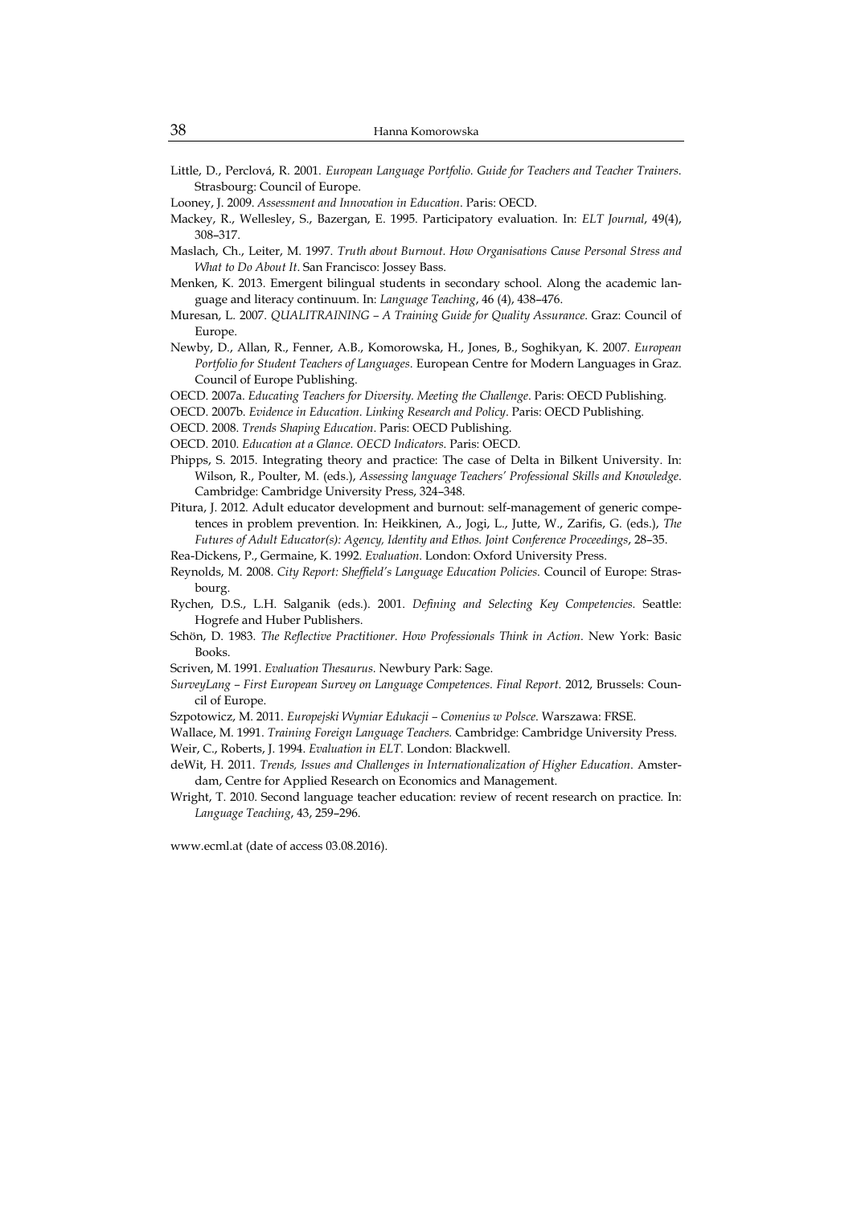Little, D., Perclová, R. 2001. *European Language Portfolio. Guide for Teachers and Teacher Trainers*. Strasbourg: Council of Europe.

Looney, J. 2009. *Assessment and Innovation in Education*. Paris: OECD.

Mackey, R., Wellesley, S., Bazergan, E. 1995. Participatory evaluation. In: *ELT Journal*, 49(4), 308–317.

Maslach, Ch., Leiter, M. 1997. *Truth about Burnout. How Organisations Cause Personal Stress and What to Do About It*. San Francisco: Jossey Bass.

Menken, K. 2013. Emergent bilingual students in secondary school. Along the academic language and literacy continuum. In: *Language Teaching*, 46 (4), 438–476.

Muresan, L. 2007. *QUALITRAINING – A Training Guide for Quality Assurance*. Graz: Council of Europe.

Newby, D., Allan, R., Fenner, A.B., Komorowska, H., Jones, B., Soghikyan, K. 2007. *European Portfolio for Student Teachers of Languages*. European Centre for Modern Languages in Graz. Council of Europe Publishing.

OECD. 2007a. *Educating Teachers for Diversity. Meeting the Challenge*. Paris: OECD Publishing.

OECD. 2007b. *Evidence in Education. Linking Research and Policy*. Paris: OECD Publishing.

OECD. 2008. *Trends Shaping Education*. Paris: OECD Publishing.

OECD. 2010. *Education at a Glance. OECD Indicators*. Paris: OECD.

Phipps, S. 2015. Integrating theory and practice: The case of Delta in Bilkent University. In: Wilson, R., Poulter, M. (eds.), *Assessing language Teachers' Professional Skills and Knowledge*. Cambridge: Cambridge University Press, 324–348.

Pitura, J. 2012. Adult educator development and burnout: self-management of generic competences in problem prevention. In: Heikkinen, A., Jogi, L., Jutte, W., Zarifis, G. (eds.), *The Futures of Adult Educator(s): Agency, Identity and Ethos. Joint Conference Proceedings*, 28–35.

Rea-Dickens, P., Germaine, K. 1992. *Evaluation*. London: Oxford University Press.

Reynolds, M. 2008. *City Report: Sheffield's Language Education Policies*. Council of Europe: Strasbourg.

Rychen, D.S., L.H. Salganik (eds.). 2001. *Defining and Selecting Key Competencies*. Seattle: Hogrefe and Huber Publishers.

Schön, D. 1983. *The Reflective Practitioner. How Professionals Think in Action*. New York: Basic Books.

Scriven, M. 1991. *Evaluation Thesaurus*. Newbury Park: Sage.

*SurveyLang – First European Survey on Language Competences. Final Report*. 2012, Brussels: Council of Europe.

Szpotowicz, M. 2011. *Europejski Wymiar Edukacji – Comenius w Polsce*. Warszawa: FRSE.

Wallace, M. 1991. *Training Foreign Language Teachers*. Cambridge: Cambridge University Press.

Weir, C., Roberts, J. 1994. *Evaluation in ELT*. London: Blackwell.

deWit, H. 2011. *Trends, Issues and Challenges in Internationalization of Higher Education*. Amsterdam, Centre for Applied Research on Economics and Management.

Wright, T. 2010. Second language teacher education: review of recent research on practice. In: *Language Teaching*, 43, 259–296.

www.ecml.at (date of access 03.08.2016).